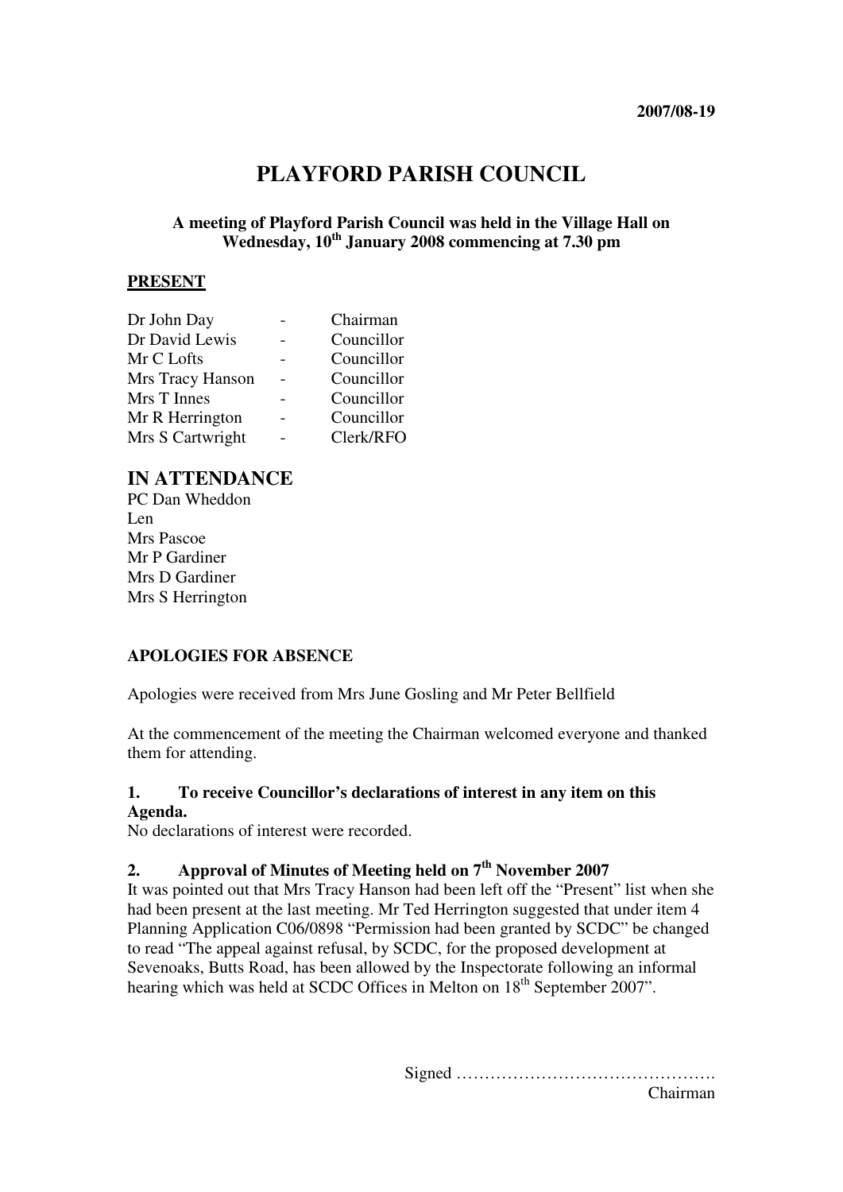**2007/08-19**

# PLAYFORD PARISH COUNCIL

**A meeting of Playford Parish Council was held in the Village Hall on Wednesday, 10th January 2008 commencing at 7.30 pm**

**PRESENT**

| | | |
|---|---|---|
| Dr John Day | - | Chairman |
| Dr David Lewis | - | Councillor |
| Mr C Lofts | - | Councillor |
| Mrs Tracy Hanson | - | Councillor |
| Mrs T Innes | - | Councillor |
| Mr R Herrington | - | Councillor |
| Mrs S Cartwright | - | Clerk/RFO |

## IN ATTENDANCE

PC Dan Wheddon
Len
Mrs Pascoe
Mr P Gardiner
Mrs D Gardiner
Mrs S Herrington

**APOLOGIES FOR ABSENCE**

Apologies were received from Mrs June Gosling and Mr Peter Bellfield

At the commencement of the meeting the Chairman welcomed everyone and thanked them for attending.

**1. To receive Councillor's declarations of interest in any item on this Agenda.**

No declarations of interest were recorded.

**2. Approval of Minutes of Meeting held on 7th November 2007**

It was pointed out that Mrs Tracy Hanson had been left off the "Present" list when she had been present at the last meeting. Mr Ted Herrington suggested that under item 4 Planning Application C06/0898 "Permission had been granted by SCDC" be changed to read "The appeal against refusal, by SCDC, for the proposed development at Sevenoaks, Butts Road, has been allowed by the Inspectorate following an informal hearing which was held at SCDC Offices in Melton on 18th September 2007".

Signed ……………………………………….
Chairman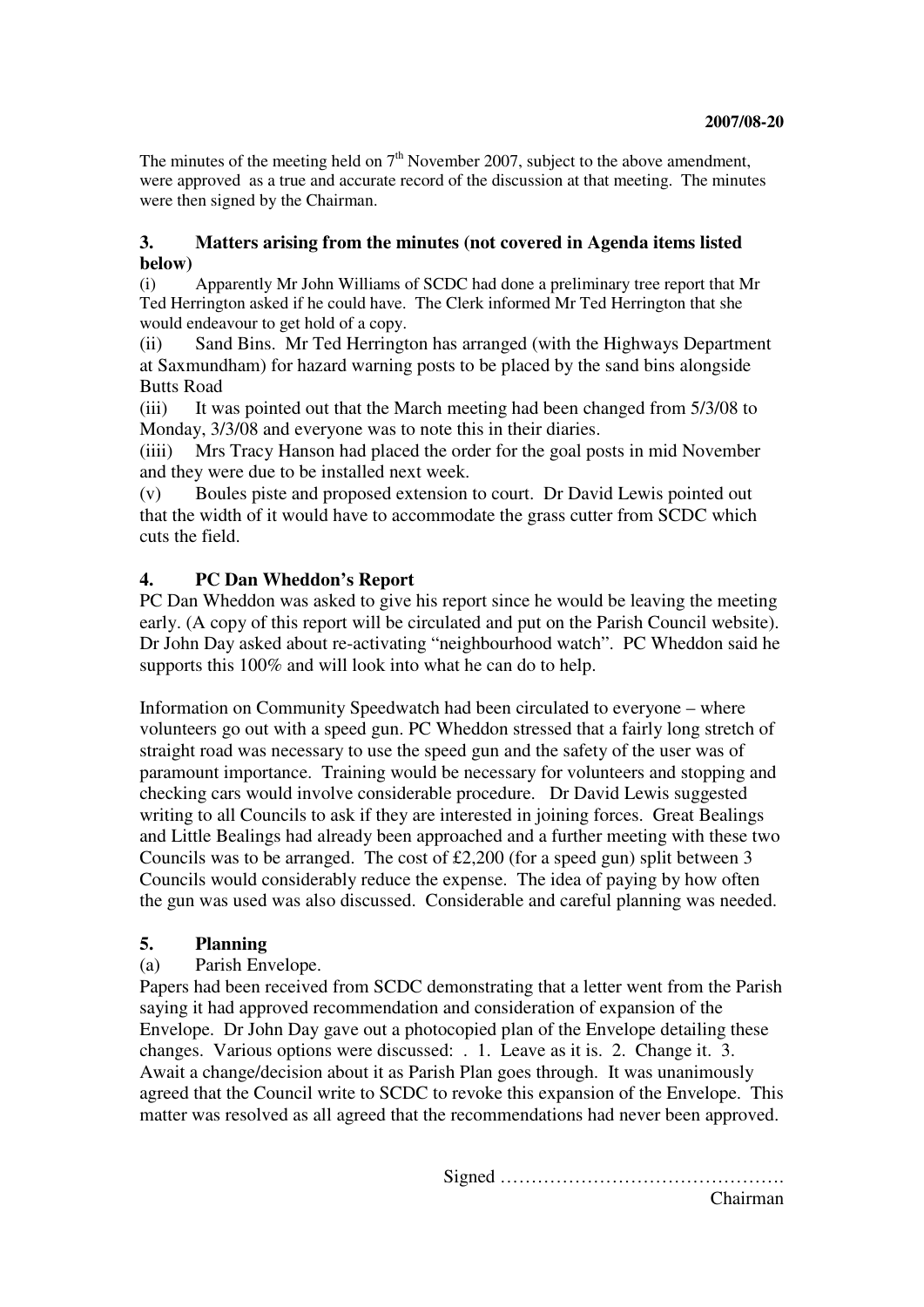**2007/08-20**

The minutes of the meeting held on 7th November 2007, subject to the above amendment, were approved as a true and accurate record of the discussion at that meeting. The minutes were then signed by the Chairman.

### 3. Matters arising from the minutes (not covered in Agenda items listed below)

(i) Apparently Mr John Williams of SCDC had done a preliminary tree report that Mr Ted Herrington asked if he could have. The Clerk informed Mr Ted Herrington that she would endeavour to get hold of a copy.

(ii) Sand Bins. Mr Ted Herrington has arranged (with the Highways Department at Saxmundham) for hazard warning posts to be placed by the sand bins alongside Butts Road

(iii) It was pointed out that the March meeting had been changed from 5/3/08 to Monday, 3/3/08 and everyone was to note this in their diaries.

(iiii) Mrs Tracy Hanson had placed the order for the goal posts in mid November and they were due to be installed next week.

(v) Boules piste and proposed extension to court. Dr David Lewis pointed out that the width of it would have to accommodate the grass cutter from SCDC which cuts the field.

### 4. PC Dan Wheddon's Report

PC Dan Wheddon was asked to give his report since he would be leaving the meeting early. (A copy of this report will be circulated and put on the Parish Council website). Dr John Day asked about re-activating "neighbourhood watch". PC Wheddon said he supports this 100% and will look into what he can do to help.

Information on Community Speedwatch had been circulated to everyone – where volunteers go out with a speed gun. PC Wheddon stressed that a fairly long stretch of straight road was necessary to use the speed gun and the safety of the user was of paramount importance. Training would be necessary for volunteers and stopping and checking cars would involve considerable procedure. Dr David Lewis suggested writing to all Councils to ask if they are interested in joining forces. Great Bealings and Little Bealings had already been approached and a further meeting with these two Councils was to be arranged. The cost of £2,200 (for a speed gun) split between 3 Councils would considerably reduce the expense. The idea of paying by how often the gun was used was also discussed. Considerable and careful planning was needed.

### 5. Planning

(a) Parish Envelope.

Papers had been received from SCDC demonstrating that a letter went from the Parish saying it had approved recommendation and consideration of expansion of the Envelope. Dr John Day gave out a photocopied plan of the Envelope detailing these changes. Various options were discussed: . 1. Leave as it is. 2. Change it. 3. Await a change/decision about it as Parish Plan goes through. It was unanimously agreed that the Council write to SCDC to revoke this expansion of the Envelope. This matter was resolved as all agreed that the recommendations had never been approved.

Signed ……………………………………….
Chairman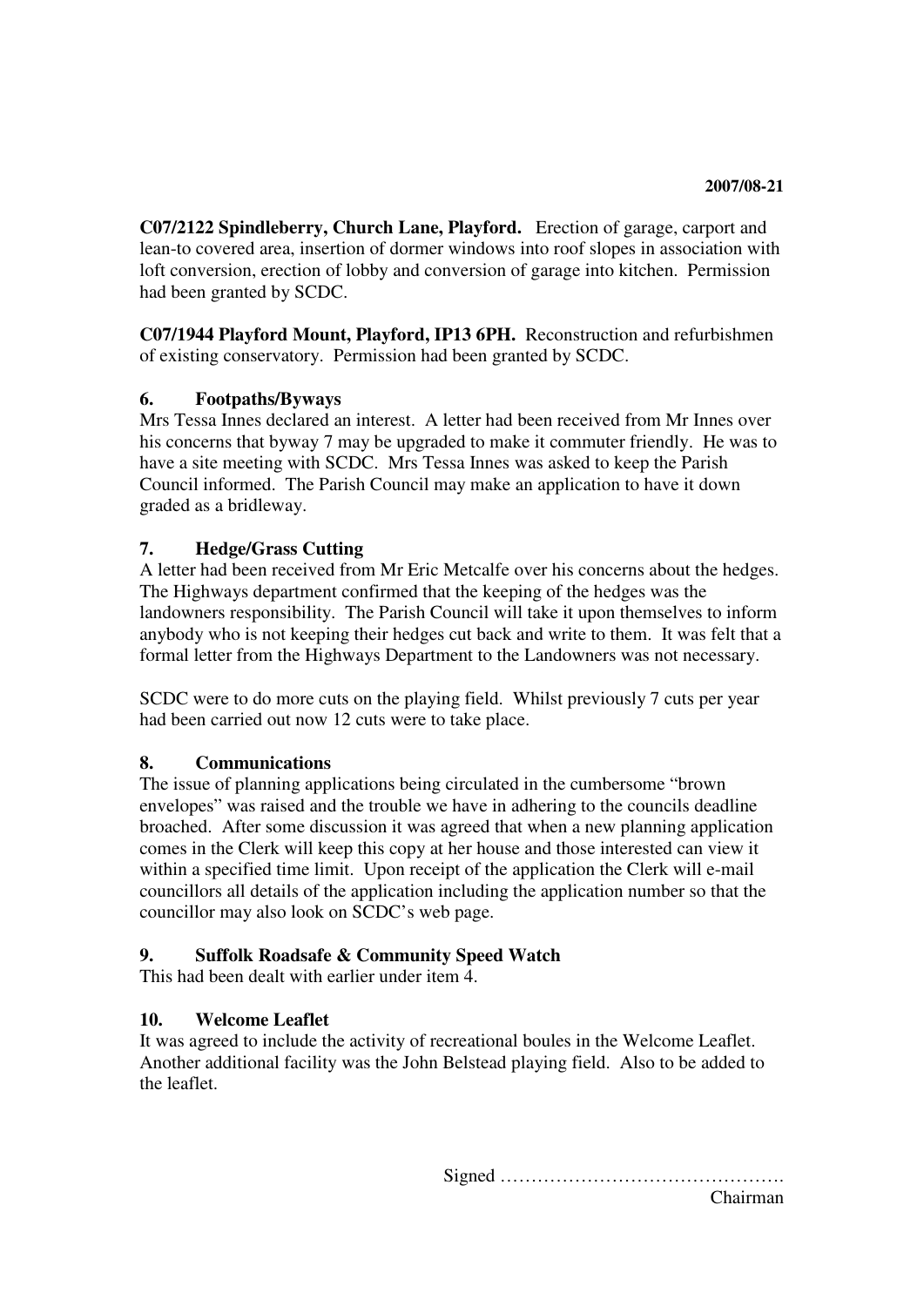**2007/08-21**

**C07/2122 Spindleberry, Church Lane, Playford.** Erection of garage, carport and lean-to covered area, insertion of dormer windows into roof slopes in association with loft conversion, erection of lobby and conversion of garage into kitchen. Permission had been granted by SCDC.

**C07/1944 Playford Mount, Playford, IP13 6PH.** Reconstruction and refurbishmen of existing conservatory. Permission had been granted by SCDC.

## 6. Footpaths/Byways

Mrs Tessa Innes declared an interest. A letter had been received from Mr Innes over his concerns that byway 7 may be upgraded to make it commuter friendly. He was to have a site meeting with SCDC. Mrs Tessa Innes was asked to keep the Parish Council informed. The Parish Council may make an application to have it down graded as a bridleway.

## 7. Hedge/Grass Cutting

A letter had been received from Mr Eric Metcalfe over his concerns about the hedges. The Highways department confirmed that the keeping of the hedges was the landowners responsibility. The Parish Council will take it upon themselves to inform anybody who is not keeping their hedges cut back and write to them. It was felt that a formal letter from the Highways Department to the Landowners was not necessary.

SCDC were to do more cuts on the playing field. Whilst previously 7 cuts per year had been carried out now 12 cuts were to take place.

## 8. Communications

The issue of planning applications being circulated in the cumbersome "brown envelopes" was raised and the trouble we have in adhering to the councils deadline broached. After some discussion it was agreed that when a new planning application comes in the Clerk will keep this copy at her house and those interested can view it within a specified time limit. Upon receipt of the application the Clerk will e-mail councillors all details of the application including the application number so that the councillor may also look on SCDC's web page.

## 9. Suffolk Roadsafe & Community Speed Watch

This had been dealt with earlier under item 4.

## 10. Welcome Leaflet

It was agreed to include the activity of recreational boules in the Welcome Leaflet. Another additional facility was the John Belstead playing field. Also to be added to the leaflet.

Signed ……………………………………….
Chairman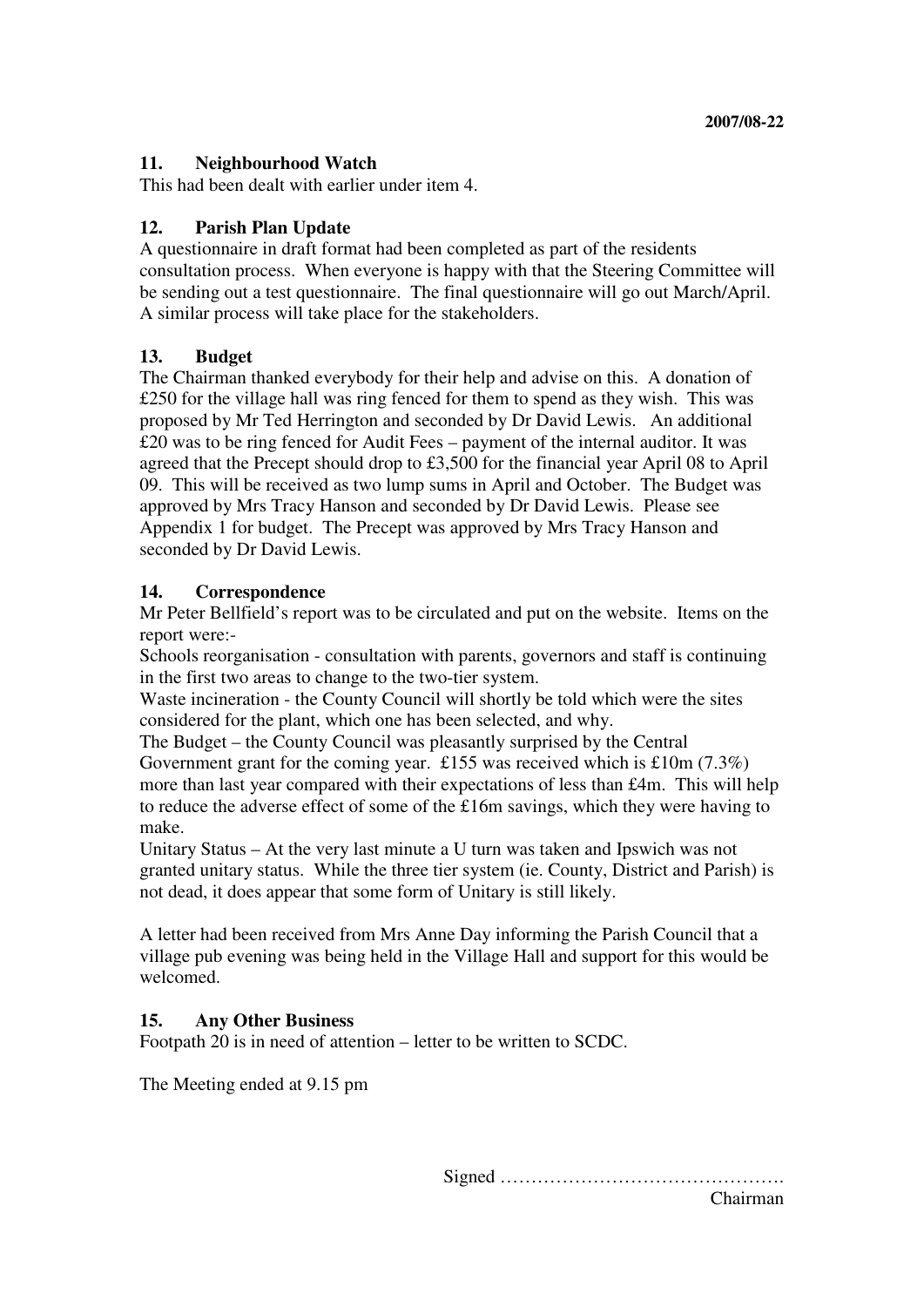**2007/08-22**

### 11. Neighbourhood Watch

This had been dealt with earlier under item 4.

### 12. Parish Plan Update

A questionnaire in draft format had been completed as part of the residents consultation process. When everyone is happy with that the Steering Committee will be sending out a test questionnaire. The final questionnaire will go out March/April. A similar process will take place for the stakeholders.

### 13. Budget

The Chairman thanked everybody for their help and advise on this. A donation of £250 for the village hall was ring fenced for them to spend as they wish. This was proposed by Mr Ted Herrington and seconded by Dr David Lewis. An additional £20 was to be ring fenced for Audit Fees – payment of the internal auditor. It was agreed that the Precept should drop to £3,500 for the financial year April 08 to April 09. This will be received as two lump sums in April and October. The Budget was approved by Mrs Tracy Hanson and seconded by Dr David Lewis. Please see Appendix 1 for budget. The Precept was approved by Mrs Tracy Hanson and seconded by Dr David Lewis.

### 14. Correspondence

Mr Peter Bellfield's report was to be circulated and put on the website. Items on the report were:-

Schools reorganisation - consultation with parents, governors and staff is continuing in the first two areas to change to the two-tier system.

Waste incineration - the County Council will shortly be told which were the sites considered for the plant, which one has been selected, and why.

The Budget – the County Council was pleasantly surprised by the Central Government grant for the coming year. £155 was received which is £10m (7.3%) more than last year compared with their expectations of less than £4m. This will help to reduce the adverse effect of some of the £16m savings, which they were having to make.

Unitary Status – At the very last minute a U turn was taken and Ipswich was not granted unitary status. While the three tier system (ie. County, District and Parish) is not dead, it does appear that some form of Unitary is still likely.

A letter had been received from Mrs Anne Day informing the Parish Council that a village pub evening was being held in the Village Hall and support for this would be welcomed.

### 15. Any Other Business

Footpath 20 is in need of attention – letter to be written to SCDC.

The Meeting ended at 9.15 pm

Signed ……………………………………….
Chairman